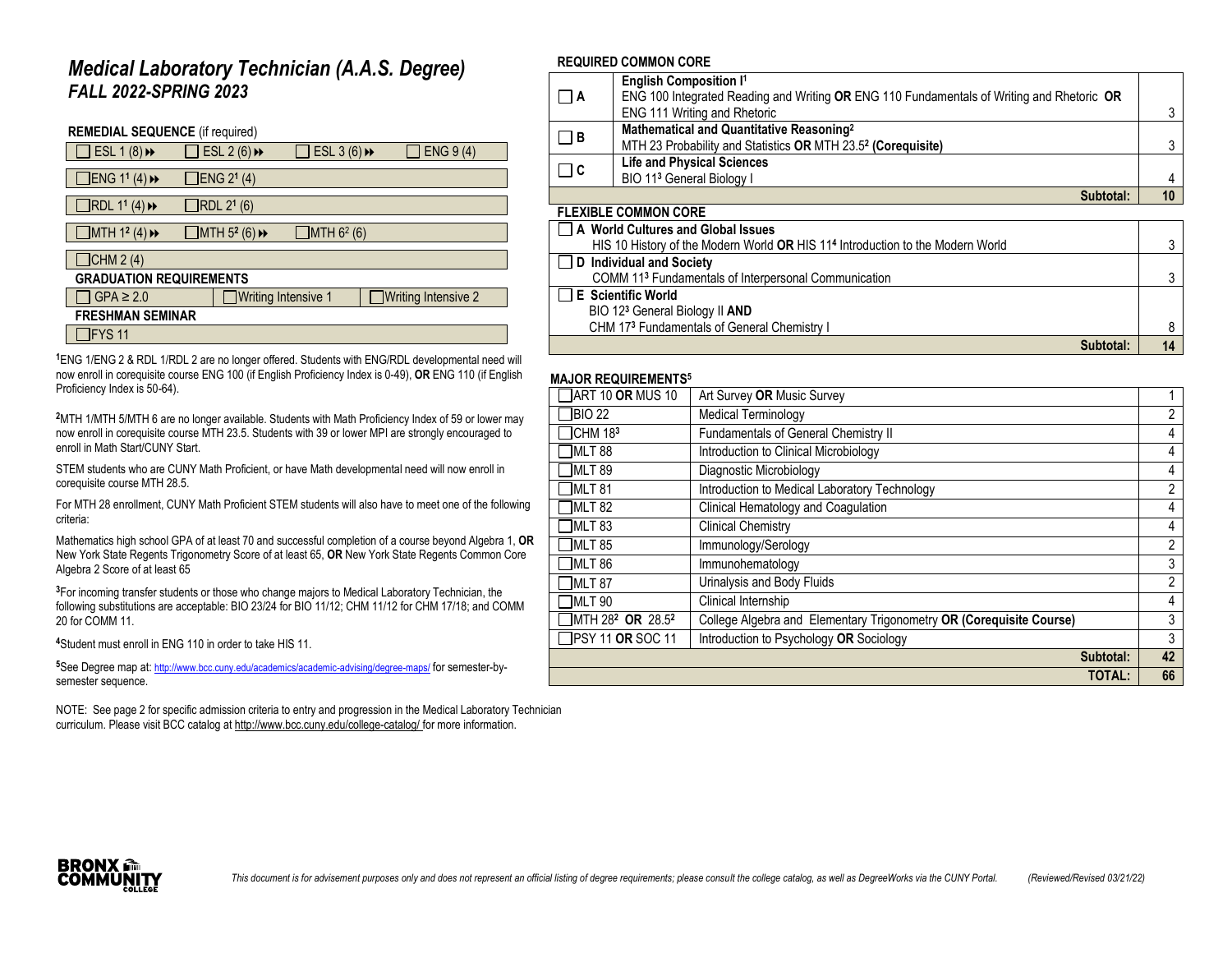# *Medical Laboratory Technician (A.A.S. Degree)*
## *FALL 2022-SPRING 2023*

**REMEDIAL SEQUENCE** (if required)

| | | | |
|---|---|---|---|
| ☐ ESL 1 (8) ⏩ | ☐ ESL 2 (6) ⏩ | ☐ ESL 3 (6) ⏩ | ☐ ENG 9 (4) |
| ☐ ENG 1[1] (4) ⏩ | ☐ ENG 2[1] (4) | | |
| ☐ RDL 1[1] (4) ⏩ | ☐ RDL 2[1] (6) | | |
| ☐ MTH 1[2] (4) ⏩ | ☐ MTH 5[2] (6) ⏩ | ☐ MTH 6[2] (6) | |
| ☐ CHM 2 (4) | | | |

**GRADUATION REQUIREMENTS**

| | | |
|---|---|---|
| ☐ GPA ≥ 2.0 | ☐ Writing Intensive 1 | ☐ Writing Intensive 2 |

**FRESHMAN SEMINAR**

☐ FYS 11

[1]ENG 1/ENG 2 & RDL 1/RDL 2 are no longer offered. Students with ENG/RDL developmental need will now enroll in corequisite course ENG 100 (if English Proficiency Index is 0-49), **OR** ENG 110 (if English Proficiency Index is 50-64).

[2]MTH 1/MTH 5/MTH 6 are no longer available. Students with Math Proficiency Index of 59 or lower may now enroll in corequisite course MTH 23.5. Students with 39 or lower MPI are strongly encouraged to enroll in Math Start/CUNY Start.

STEM students who are CUNY Math Proficient, or have Math developmental need will now enroll in corequisite course MTH 28.5.

For MTH 28 enrollment, CUNY Math Proficient STEM students will also have to meet one of the following criteria:

Mathematics high school GPA of at least 70 and successful completion of a course beyond Algebra 1, **OR** New York State Regents Trigonometry Score of at least 65, **OR** New York State Regents Common Core Algebra 2 Score of at least 65

[3]For incoming transfer students or those who change majors to Medical Laboratory Technician, the following substitutions are acceptable: BIO 23/24 for BIO 11/12; CHM 11/12 for CHM 17/18; and COMM 20 for COMM 11.

[4]Student must enroll in ENG 110 in order to take HIS 11.

[5]See Degree map at: http://www.bcc.cuny.edu/academics/academic-advising/degree-maps/ for semester-by-semester sequence.

NOTE: See page 2 for specific admission criteria to entry and progression in the Medical Laboratory Technician curriculum. Please visit BCC catalog at http://www.bcc.cuny.edu/college-catalog/ for more information.

**REQUIRED COMMON CORE**

| | | |
|---|---|---|
| ☐ A | **English Composition I[1]** ENG 100 Integrated Reading and Writing **OR** ENG 110 Fundamentals of Writing and Rhetoric **OR** ENG 111 Writing and Rhetoric | 3 |
| ☐ B | **Mathematical and Quantitative Reasoning[2]** MTH 23 Probability and Statistics **OR** MTH 23.5[2] **(Corequisite)** | 3 |
| ☐ C | **Life and Physical Sciences** BIO 11[3] General Biology I | 4 |
| | **Subtotal:** | **10** |

**FLEXIBLE COMMON CORE**

| | |
|---|---|
| ☐ **A World Cultures and Global Issues** HIS 10 History of the Modern World **OR** HIS 11[4] Introduction to the Modern World | 3 |
| ☐ **D Individual and Society** COMM 11[3] Fundamentals of Interpersonal Communication | 3 |
| ☐ **E Scientific World** BIO 12[3] General Biology II **AND** CHM 17[3] Fundamentals of General Chemistry I | 8 |
| **Subtotal:** | **14** |

**MAJOR REQUIREMENTS[5]**

| | | |
|---|---|---|
| ☐ ART 10 **OR** MUS 10 | Art Survey **OR** Music Survey | 1 |
| ☐ BIO 22 | Medical Terminology | 2 |
| ☐ CHM 18[3] | Fundamentals of General Chemistry II | 4 |
| ☐ MLT 88 | Introduction to Clinical Microbiology | 4 |
| ☐ MLT 89 | Diagnostic Microbiology | 4 |
| ☐ MLT 81 | Introduction to Medical Laboratory Technology | 2 |
| ☐ MLT 82 | Clinical Hematology and Coagulation | 4 |
| ☐ MLT 83 | Clinical Chemistry | 4 |
| ☐ MLT 85 | Immunology/Serology | 2 |
| ☐ MLT 86 | Immunohematology | 3 |
| ☐ MLT 87 | Urinalysis and Body Fluids | 2 |
| ☐ MLT 90 | Clinical Internship | 4 |
| ☐ MTH 28[2] **OR** 28.5[2] | College Algebra and Elementary Trigonometry **OR (Corequisite Course)** | 3 |
| ☐ PSY 11 **OR** SOC 11 | Introduction to Psychology **OR** Sociology | 3 |
| | **Subtotal:** | **42** |
| | **TOTAL:** | **66** |

BRONX COMMUNITY COLLEGE

*This document is for advisement purposes only and does not represent an official listing of degree requirements; please consult the college catalog, as well as DegreeWorks via the CUNY Portal.* *(Reviewed/Revised 03/21/22)*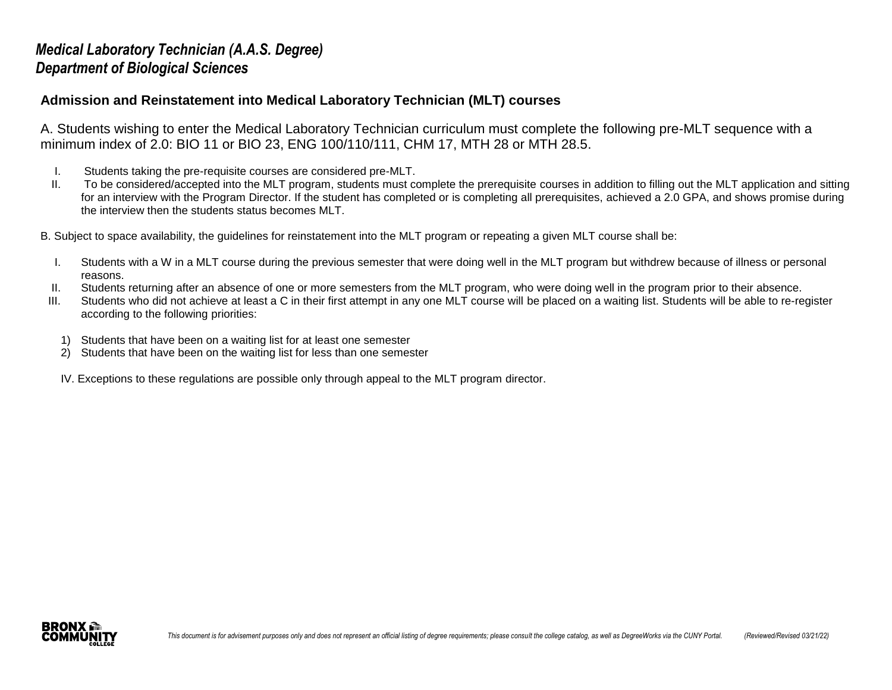# *Medical Laboratory Technician (A.A.S. Degree)*
# *Department of Biological Sciences*

## Admission and Reinstatement into Medical Laboratory Technician (MLT) courses

A. Students wishing to enter the Medical Laboratory Technician curriculum must complete the following pre-MLT sequence with a minimum index of 2.0: BIO 11 or BIO 23, ENG 100/110/111, CHM 17, MTH 28 or MTH 28.5.

- I. Students taking the pre-requisite courses are considered pre-MLT.
- II. To be considered/accepted into the MLT program, students must complete the prerequisite courses in addition to filling out the MLT application and sitting for an interview with the Program Director. If the student has completed or is completing all prerequisites, achieved a 2.0 GPA, and shows promise during the interview then the students status becomes MLT.

B. Subject to space availability, the guidelines for reinstatement into the MLT program or repeating a given MLT course shall be:

- I. Students with a W in a MLT course during the previous semester that were doing well in the MLT program but withdrew because of illness or personal reasons.
- II. Students returning after an absence of one or more semesters from the MLT program, who were doing well in the program prior to their absence.
- III. Students who did not achieve at least a C in their first attempt in any one MLT course will be placed on a waiting list. Students will be able to re-register according to the following priorities:
  1) Students that have been on a waiting list for at least one semester
  2) Students that have been on the waiting list for less than one semester
- IV. Exceptions to these regulations are possible only through appeal to the MLT program director.

*This document is for advisement purposes only and does not represent an official listing of degree requirements; please consult the college catalog, as well as DegreeWorks via the CUNY Portal.* *(Reviewed/Revised 03/21/22)*